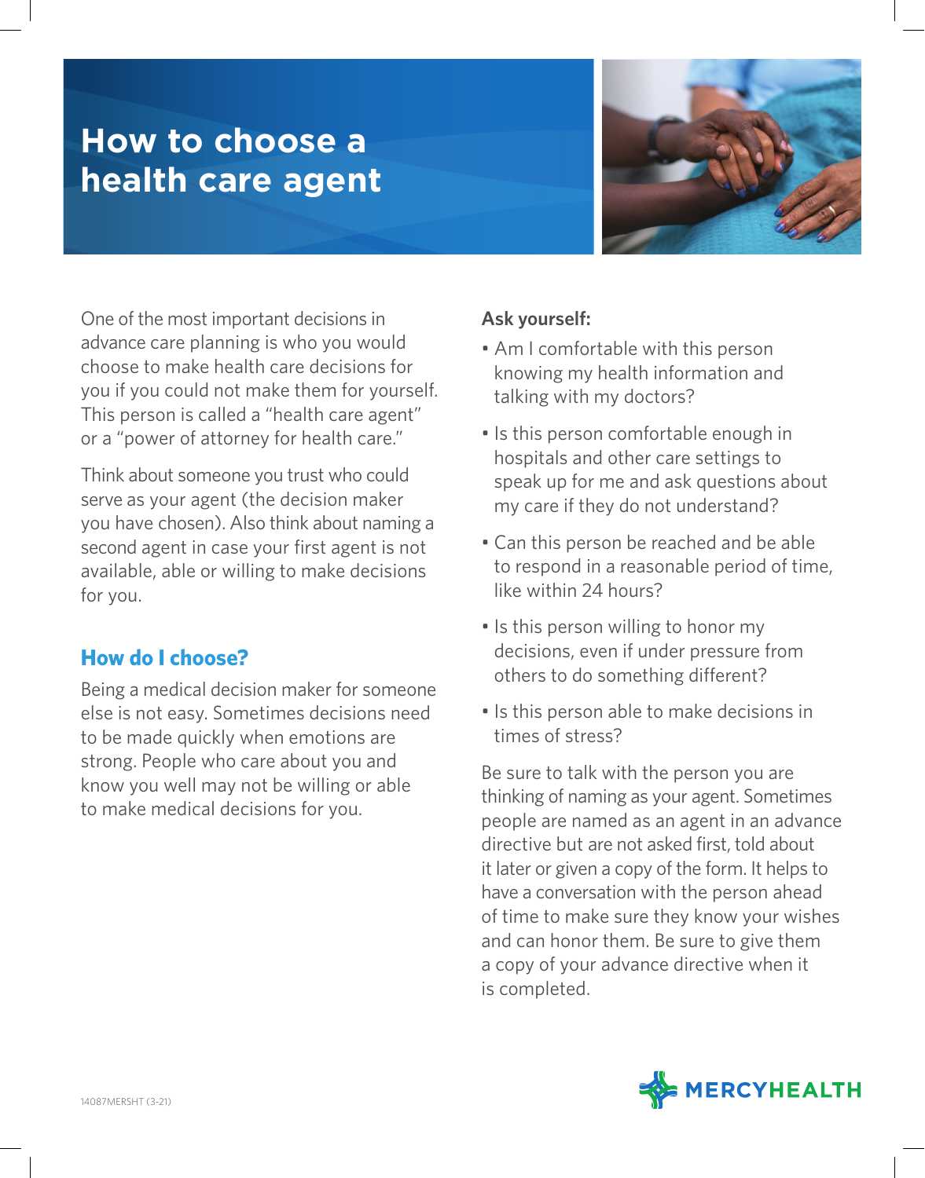# How to choose a health care agent

One of the most important decisions in advance care planning is who you would choose to make health care decisions for you if you could not make them for yourself. This person is called a "health care agent" or a "power of attorney for health care."

Think about someone you trust who could serve as your agent (the decision maker you have chosen). Also think about naming a second agent in case your first agent is not available, able or willing to make decisions for you.

## How do I choose?

Being a medical decision maker for someone else is not easy. Sometimes decisions need to be made quickly when emotions are strong. People who care about you and know you well may not be willing or able to make medical decisions for you.

**Ask yourself:**

- Am I comfortable with this person knowing my health information and talking with my doctors?
- Is this person comfortable enough in hospitals and other care settings to speak up for me and ask questions about my care if they do not understand?
- Can this person be reached and be able to respond in a reasonable period of time, like within 24 hours?
- Is this person willing to honor my decisions, even if under pressure from others to do something different?
- Is this person able to make decisions in times of stress?

Be sure to talk with the person you are thinking of naming as your agent. Sometimes people are named as an agent in an advance directive but are not asked first, told about it later or given a copy of the form. It helps to have a conversation with the person ahead of time to make sure they know your wishes and can honor them. Be sure to give them a copy of your advance directive when it is completed.

14087MERSHT (3-21)

MERCYHEALTH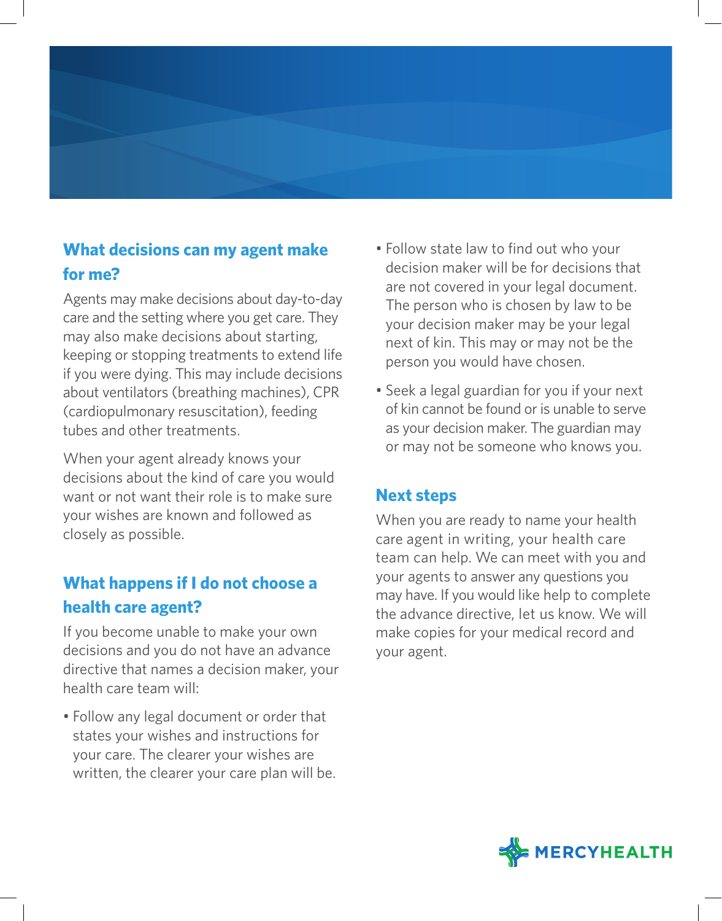## What decisions can my agent make for me?

Agents may make decisions about day-to-day care and the setting where you get care. They may also make decisions about starting, keeping or stopping treatments to extend life if you were dying. This may include decisions about ventilators (breathing machines), CPR (cardiopulmonary resuscitation), feeding tubes and other treatments.

When your agent already knows your decisions about the kind of care you would want or not want their role is to make sure your wishes are known and followed as closely as possible.

## What happens if I do not choose a health care agent?

If you become unable to make your own decisions and you do not have an advance directive that names a decision maker, your health care team will:

- Follow any legal document or order that states your wishes and instructions for your care. The clearer your wishes are written, the clearer your care plan will be.
- Follow state law to find out who your decision maker will be for decisions that are not covered in your legal document. The person who is chosen by law to be your decision maker may be your legal next of kin. This may or may not be the person you would have chosen.
- Seek a legal guardian for you if your next of kin cannot be found or is unable to serve as your decision maker. The guardian may or may not be someone who knows you.

## Next steps

When you are ready to name your health care agent in writing, your health care team can help. We can meet with you and your agents to answer any questions you may have. If you would like help to complete the advance directive, let us know. We will make copies for your medical record and your agent.

MERCYHEALTH